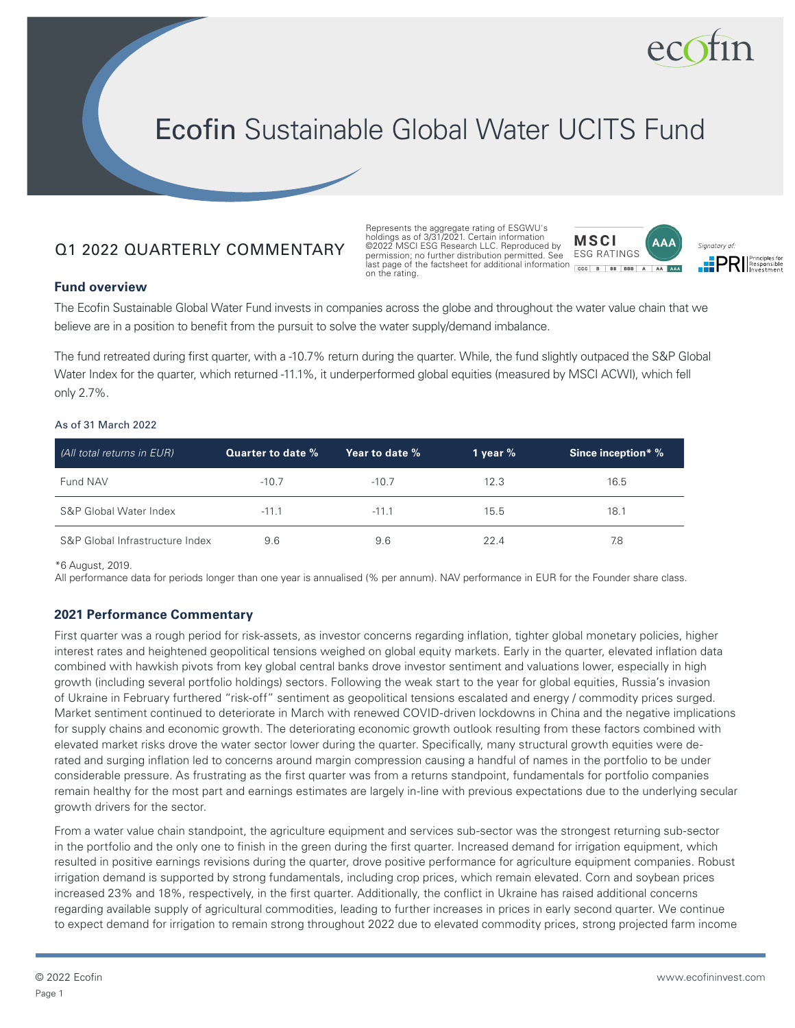# Ecofin Sustainable Global Water UCITS Fund

## Q1 2022 QUARTERLY COMMENTARY

Represents the aggregate rating of ESGWU's holdings as of 3/31/2021. Certain information ©2022 MSCI ESG Research LLC. Reproduced by permission; no further distribution permitted. See last page of the factsheet for additional information on the rating.

MSCI ESG RATINGS AAA

Signatory of: PRI Principles for Responsible Investment

### Fund overview

The Ecofin Sustainable Global Water Fund invests in companies across the globe and throughout the water value chain that we believe are in a position to benefit from the pursuit to solve the water supply/demand imbalance.

The fund retreated during first quarter, with a -10.7% return during the quarter. While, the fund slightly outpaced the S&P Global Water Index for the quarter, which returned -11.1%, it underperformed global equities (measured by MSCI ACWI), which fell only 2.7%.

As of 31 March 2022

| *(All total returns in EUR)* | Quarter to date % | Year to date % | 1 year % | Since inception* % |
|---|---|---|---|---|
| Fund NAV | -10.7 | -10.7 | 12.3 | 16.5 |
| S&P Global Water Index | -11.1 | -11.1 | 15.5 | 18.1 |
| S&P Global Infrastructure Index | 9.6 | 9.6 | 22.4 | 7.8 |

*6 August, 2019.
All performance data for periods longer than one year is annualised (% per annum). NAV performance in EUR for the Founder share class.

### 2021 Performance Commentary

First quarter was a rough period for risk-assets, as investor concerns regarding inflation, tighter global monetary policies, higher interest rates and heightened geopolitical tensions weighed on global equity markets. Early in the quarter, elevated inflation data combined with hawkish pivots from key global central banks drove investor sentiment and valuations lower, especially in high growth (including several portfolio holdings) sectors. Following the weak start to the year for global equities, Russia's invasion of Ukraine in February furthered "risk-off" sentiment as geopolitical tensions escalated and energy / commodity prices surged. Market sentiment continued to deteriorate in March with renewed COVID-driven lockdowns in China and the negative implications for supply chains and economic growth. The deteriorating economic growth outlook resulting from these factors combined with elevated market risks drove the water sector lower during the quarter. Specifically, many structural growth equities were de-rated and surging inflation led to concerns around margin compression causing a handful of names in the portfolio to be under considerable pressure. As frustrating as the first quarter was from a returns standpoint, fundamentals for portfolio companies remain healthy for the most part and earnings estimates are largely in-line with previous expectations due to the underlying secular growth drivers for the sector.

From a water value chain standpoint, the agriculture equipment and services sub-sector was the strongest returning sub-sector in the portfolio and the only one to finish in the green during the first quarter. Increased demand for irrigation equipment, which resulted in positive earnings revisions during the quarter, drove positive performance for agriculture equipment companies. Robust irrigation demand is supported by strong fundamentals, including crop prices, which remain elevated. Corn and soybean prices increased 23% and 18%, respectively, in the first quarter. Additionally, the conflict in Ukraine has raised additional concerns regarding available supply of agricultural commodities, leading to further increases in prices in early second quarter. We continue to expect demand for irrigation to remain strong throughout 2022 due to elevated commodity prices, strong projected farm income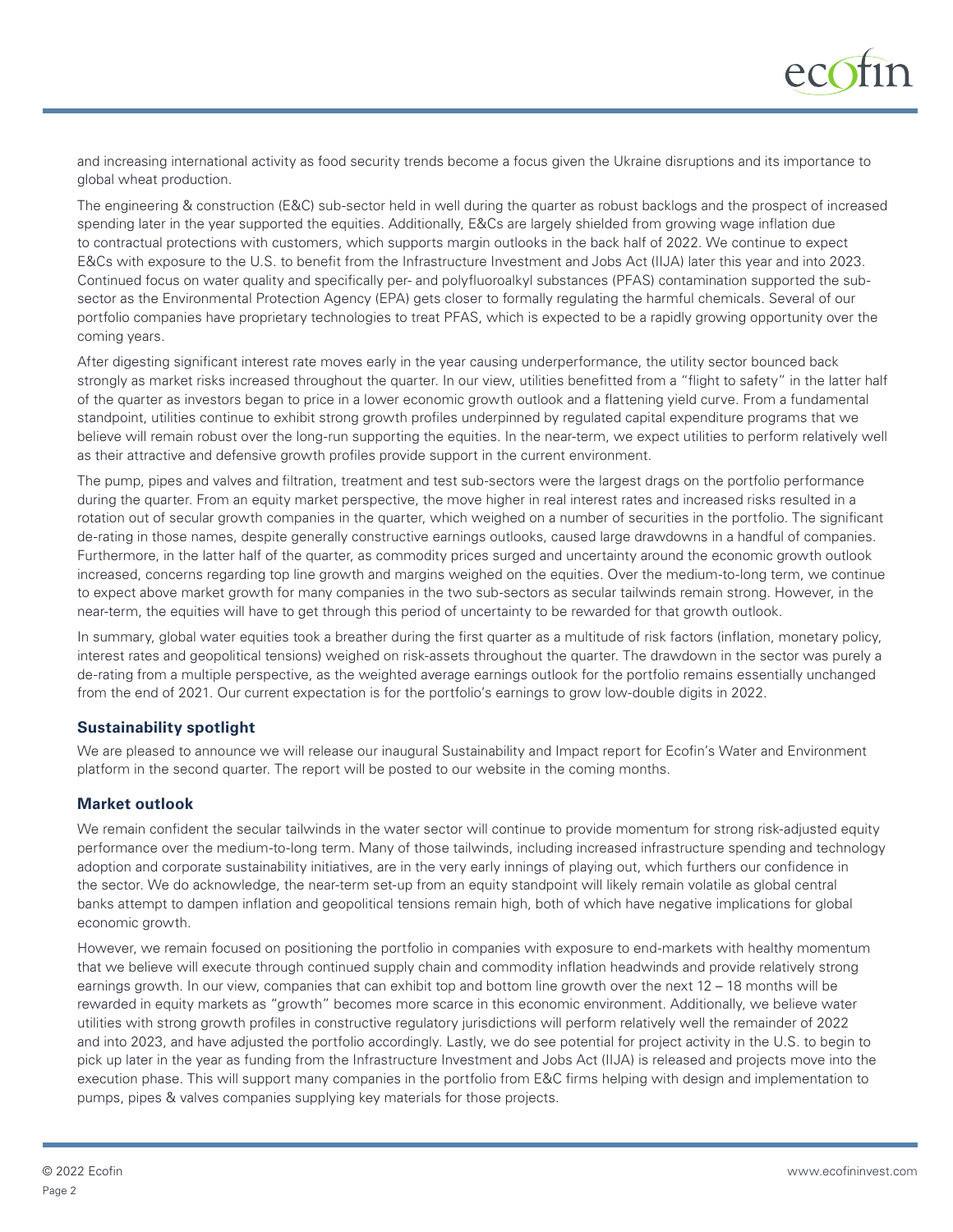and increasing international activity as food security trends become a focus given the Ukraine disruptions and its importance to global wheat production.

The engineering & construction (E&C) sub-sector held in well during the quarter as robust backlogs and the prospect of increased spending later in the year supported the equities. Additionally, E&Cs are largely shielded from growing wage inflation due to contractual protections with customers, which supports margin outlooks in the back half of 2022. We continue to expect E&Cs with exposure to the U.S. to benefit from the Infrastructure Investment and Jobs Act (IIJA) later this year and into 2023. Continued focus on water quality and specifically per- and polyfluoroalkyl substances (PFAS) contamination supported the sub-sector as the Environmental Protection Agency (EPA) gets closer to formally regulating the harmful chemicals. Several of our portfolio companies have proprietary technologies to treat PFAS, which is expected to be a rapidly growing opportunity over the coming years.

After digesting significant interest rate moves early in the year causing underperformance, the utility sector bounced back strongly as market risks increased throughout the quarter. In our view, utilities benefitted from a "flight to safety" in the latter half of the quarter as investors began to price in a lower economic growth outlook and a flattening yield curve. From a fundamental standpoint, utilities continue to exhibit strong growth profiles underpinned by regulated capital expenditure programs that we believe will remain robust over the long-run supporting the equities. In the near-term, we expect utilities to perform relatively well as their attractive and defensive growth profiles provide support in the current environment.

The pump, pipes and valves and filtration, treatment and test sub-sectors were the largest drags on the portfolio performance during the quarter. From an equity market perspective, the move higher in real interest rates and increased risks resulted in a rotation out of secular growth companies in the quarter, which weighed on a number of securities in the portfolio. The significant de-rating in those names, despite generally constructive earnings outlooks, caused large drawdowns in a handful of companies. Furthermore, in the latter half of the quarter, as commodity prices surged and uncertainty around the economic growth outlook increased, concerns regarding top line growth and margins weighed on the equities. Over the medium-to-long term, we continue to expect above market growth for many companies in the two sub-sectors as secular tailwinds remain strong. However, in the near-term, the equities will have to get through this period of uncertainty to be rewarded for that growth outlook.

In summary, global water equities took a breather during the first quarter as a multitude of risk factors (inflation, monetary policy, interest rates and geopolitical tensions) weighed on risk-assets throughout the quarter. The drawdown in the sector was purely a de-rating from a multiple perspective, as the weighted average earnings outlook for the portfolio remains essentially unchanged from the end of 2021. Our current expectation is for the portfolio's earnings to grow low-double digits in 2022.

### Sustainability spotlight

We are pleased to announce we will release our inaugural Sustainability and Impact report for Ecofin's Water and Environment platform in the second quarter. The report will be posted to our website in the coming months.

### Market outlook

We remain confident the secular tailwinds in the water sector will continue to provide momentum for strong risk-adjusted equity performance over the medium-to-long term. Many of those tailwinds, including increased infrastructure spending and technology adoption and corporate sustainability initiatives, are in the very early innings of playing out, which furthers our confidence in the sector. We do acknowledge, the near-term set-up from an equity standpoint will likely remain volatile as global central banks attempt to dampen inflation and geopolitical tensions remain high, both of which have negative implications for global economic growth.

However, we remain focused on positioning the portfolio in companies with exposure to end-markets with healthy momentum that we believe will execute through continued supply chain and commodity inflation headwinds and provide relatively strong earnings growth. In our view, companies that can exhibit top and bottom line growth over the next 12 – 18 months will be rewarded in equity markets as "growth" becomes more scarce in this economic environment. Additionally, we believe water utilities with strong growth profiles in constructive regulatory jurisdictions will perform relatively well the remainder of 2022 and into 2023, and have adjusted the portfolio accordingly. Lastly, we do see potential for project activity in the U.S. to begin to pick up later in the year as funding from the Infrastructure Investment and Jobs Act (IIJA) is released and projects move into the execution phase. This will support many companies in the portfolio from E&C firms helping with design and implementation to pumps, pipes & valves companies supplying key materials for those projects.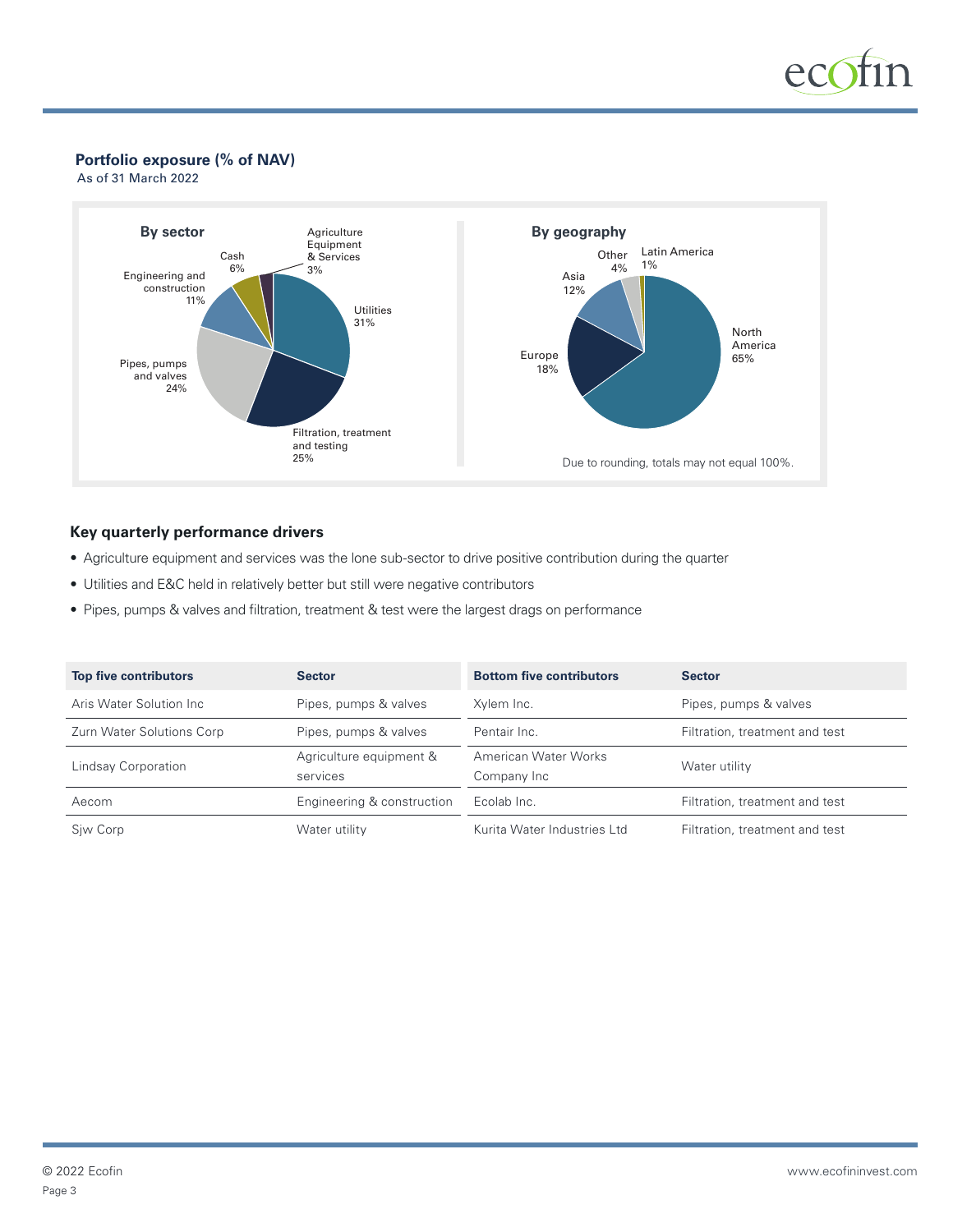## Portfolio exposure (% of NAV)

As of 31 March 2022

**By sector**

- Utilities 31%
- Filtration, treatment and testing 25%
- Pipes, pumps and valves 24%
- Engineering and construction 11%
- Cash 6%
- Agriculture Equipment & Services 3%

**By geography**

- North America 65%
- Europe 18%
- Asia 12%
- Other 4%
- Latin America 1%

Due to rounding, totals may not equal 100%.

## Key quarterly performance drivers

- Agriculture equipment and services was the lone sub-sector to drive positive contribution during the quarter
- Utilities and E&C held in relatively better but still were negative contributors
- Pipes, pumps & valves and filtration, treatment & test were the largest drags on performance

| Top five contributors | Sector |
|---|---|
| Aris Water Solution Inc | Pipes, pumps & valves |
| Zurn Water Solutions Corp | Pipes, pumps & valves |
| Lindsay Corporation | Agriculture equipment & services |
| Aecom | Engineering & construction |
| Sjw Corp | Water utility |

| Bottom five contributors | Sector |
|---|---|
| Xylem Inc. | Pipes, pumps & valves |
| Pentair Inc. | Filtration, treatment and test |
| American Water Works Company Inc | Water utility |
| Ecolab Inc. | Filtration, treatment and test |
| Kurita Water Industries Ltd | Filtration, treatment and test |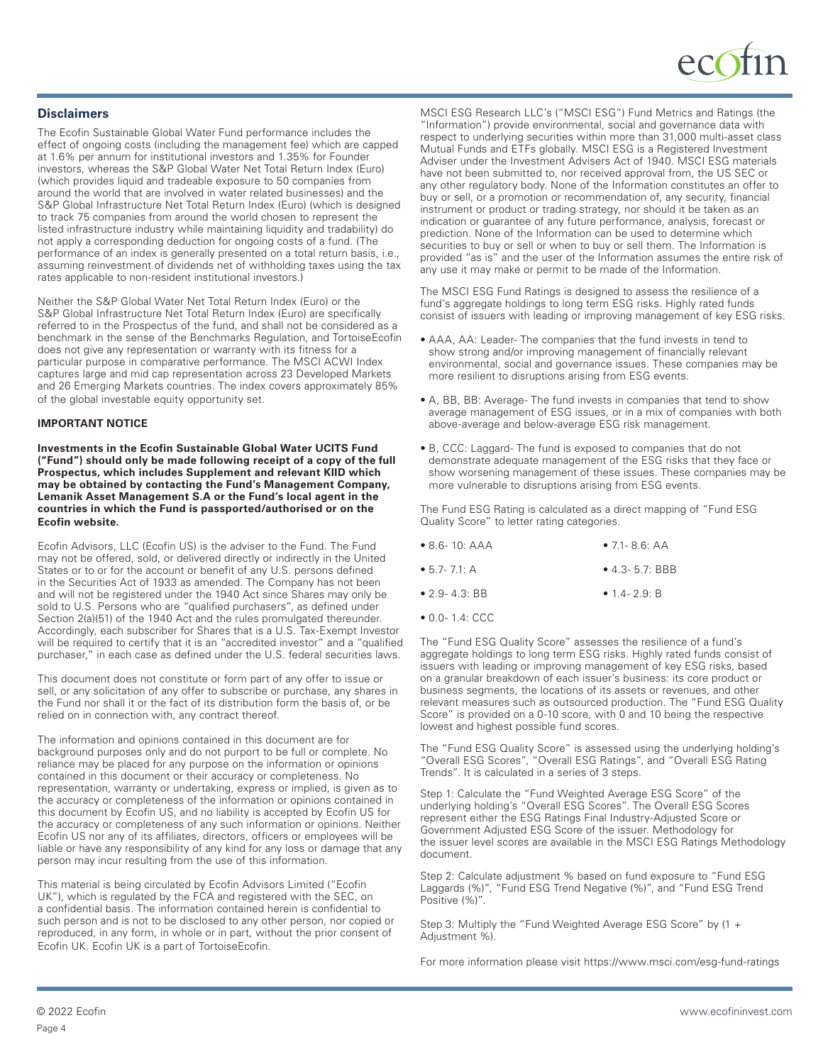## Disclaimers

The Ecofin Sustainable Global Water Fund performance includes the effect of ongoing costs (including the management fee) which are capped at 1.6% per annum for institutional investors and 1.35% for Founder investors, whereas the S&P Global Water Net Total Return Index (Euro) (which provides liquid and tradeable exposure to 50 companies from around the world that are involved in water related businesses) and the S&P Global Infrastructure Net Total Return Index (Euro) (which is designed to track 75 companies from around the world chosen to represent the listed infrastructure industry while maintaining liquidity and tradability) do not apply a corresponding deduction for ongoing costs of a fund. (The performance of an index is generally presented on a total return basis, i.e., assuming reinvestment of dividends net of withholding taxes using the tax rates applicable to non-resident institutional investors.)

Neither the S&P Global Water Net Total Return Index (Euro) or the S&P Global Infrastructure Net Total Return Index (Euro) are specifically referred to in the Prospectus of the fund, and shall not be considered as a benchmark in the sense of the Benchmarks Regulation, and TortoiseEcofin does not give any representation or warranty with its fitness for a particular purpose in comparative performance. The MSCI ACWI Index captures large and mid cap representation across 23 Developed Markets and 26 Emerging Markets countries. The index covers approximately 85% of the global investable equity opportunity set.

**IMPORTANT NOTICE**

**Investments in the Ecofin Sustainable Global Water UCITS Fund ("Fund") should only be made following receipt of a copy of the full Prospectus, which includes Supplement and relevant KIID which may be obtained by contacting the Fund's Management Company, Lemanik Asset Management S.A or the Fund's local agent in the countries in which the Fund is passported/authorised or on the Ecofin website.**

Ecofin Advisors, LLC (Ecofin US) is the adviser to the Fund. The Fund may not be offered, sold, or delivered directly or indirectly in the United States or to or for the account or benefit of any U.S. persons defined in the Securities Act of 1933 as amended. The Company has not been and will not be registered under the 1940 Act since Shares may only be sold to U.S. Persons who are "qualified purchasers", as defined under Section 2(a)(51) of the 1940 Act and the rules promulgated thereunder. Accordingly, each subscriber for Shares that is a U.S. Tax-Exempt Investor will be required to certify that it is an "accredited investor" and a "qualified purchaser," in each case as defined under the U.S. federal securities laws.

This document does not constitute or form part of any offer to issue or sell, or any solicitation of any offer to subscribe or purchase, any shares in the Fund nor shall it or the fact of its distribution form the basis of, or be relied on in connection with, any contract thereof.

The information and opinions contained in this document are for background purposes only and do not purport to be full or complete. No reliance may be placed for any purpose on the information or opinions contained in this document or their accuracy or completeness. No representation, warranty or undertaking, express or implied, is given as to the accuracy or completeness of the information or opinions contained in this document by Ecofin US, and no liability is accepted by Ecofin US for the accuracy or completeness of any such information or opinions. Neither Ecofin US nor any of its affiliates, directors, officers or employees will be liable or have any responsibility of any kind for any loss or damage that any person may incur resulting from the use of this information.

This material is being circulated by Ecofin Advisors Limited ("Ecofin UK"), which is regulated by the FCA and registered with the SEC, on a confidential basis. The information contained herein is confidential to such person and is not to be disclosed to any other person, nor copied or reproduced, in any form, in whole or in part, without the prior consent of Ecofin UK. Ecofin UK is a part of TortoiseEcofin.

MSCI ESG Research LLC's ("MSCI ESG") Fund Metrics and Ratings (the "Information") provide environmental, social and governance data with respect to underlying securities within more than 31,000 multi-asset class Mutual Funds and ETFs globally. MSCI ESG is a Registered Investment Adviser under the Investment Advisers Act of 1940. MSCI ESG materials have not been submitted to, nor received approval from, the US SEC or any other regulatory body. None of the Information constitutes an offer to buy or sell, or a promotion or recommendation of, any security, financial instrument or product or trading strategy, nor should it be taken as an indication or guarantee of any future performance, analysis, forecast or prediction. None of the Information can be used to determine which securities to buy or sell or when to buy or sell them. The Information is provided "as is" and the user of the Information assumes the entire risk of any use it may make or permit to be made of the Information.

The MSCI ESG Fund Ratings is designed to assess the resilience of a fund's aggregate holdings to long term ESG risks. Highly rated funds consist of issuers with leading or improving management of key ESG risks.

- AAA, AA: Leader- The companies that the fund invests in tend to show strong and/or improving management of financially relevant environmental, social and governance issues. These companies may be more resilient to disruptions arising from ESG events.
- A, BB, BB: Average- The fund invests in companies that tend to show average management of ESG issues, or in a mix of companies with both above-average and below-average ESG risk management.
- B, CCC: Laggard- The fund is exposed to companies that do not demonstrate adequate management of the ESG risks that they face or show worsening management of these issues. These companies may be more vulnerable to disruptions arising from ESG events.

The Fund ESG Rating is calculated as a direct mapping of "Fund ESG Quality Score" to letter rating categories.

- 8.6- 10: AAA
- 7.1- 8.6: AA
- 5.7- 7.1: A
- 4.3- 5.7: BBB
- 2.9- 4.3: BB
- 1.4- 2.9: B
- 0.0- 1.4: CCC

The "Fund ESG Quality Score" assesses the resilience of a fund's aggregate holdings to long term ESG risks. Highly rated funds consist of issuers with leading or improving management of key ESG risks, based on a granular breakdown of each issuer's business: its core product or business segments, the locations of its assets or revenues, and other relevant measures such as outsourced production. The "Fund ESG Quality Score" is provided on a 0-10 score, with 0 and 10 being the respective lowest and highest possible fund scores.

The "Fund ESG Quality Score" is assessed using the underlying holding's "Overall ESG Scores", "Overall ESG Ratings", and "Overall ESG Rating Trends". It is calculated in a series of 3 steps.

Step 1: Calculate the "Fund Weighted Average ESG Score" of the underlying holding's "Overall ESG Scores". The Overall ESG Scores represent either the ESG Ratings Final Industry-Adjusted Score or Government Adjusted ESG Score of the issuer. Methodology for the issuer level scores are available in the MSCI ESG Ratings Methodology document.

Step 2: Calculate adjustment % based on fund exposure to "Fund ESG Laggards (%)", "Fund ESG Trend Negative (%)", and "Fund ESG Trend Positive (%)".

Step 3: Multiply the "Fund Weighted Average ESG Score" by (1 + Adjustment %).

For more information please visit https://www.msci.com/esg-fund-ratings

© 2022 Ecofin

www.ecofininvest.com